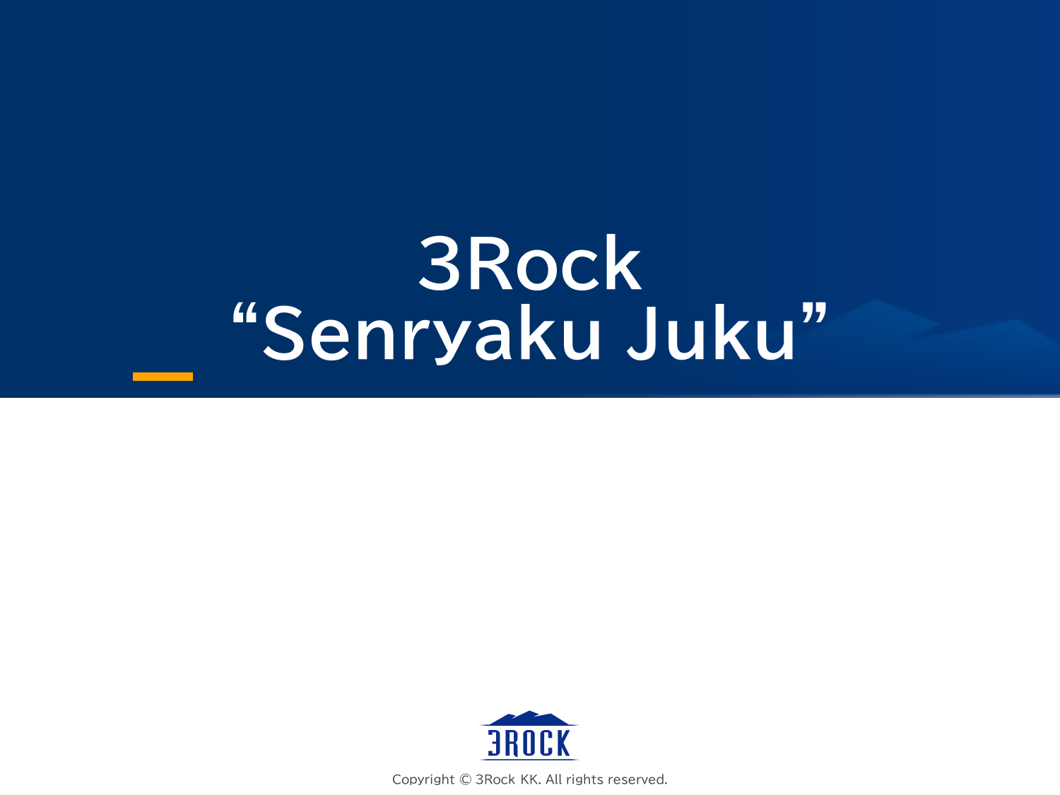# 3Rock “Senryaku Juku”

3ROCK

Copyright © 3Rock KK. All rights reserved.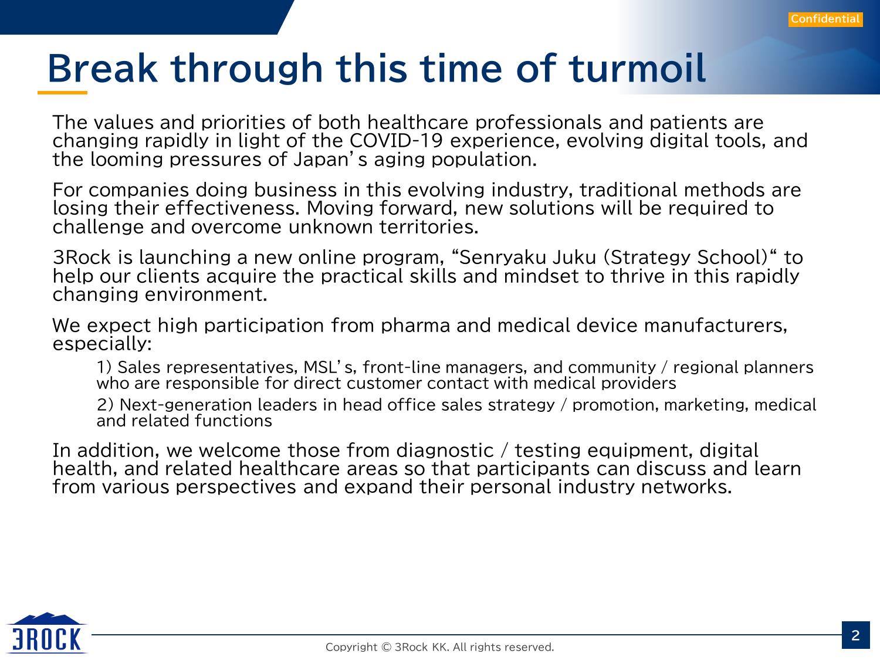# Break through this time of turmoil

The values and priorities of both healthcare professionals and patients are changing rapidly in light of the COVID-19 experience, evolving digital tools, and the looming pressures of Japan's aging population.

For companies doing business in this evolving industry, traditional methods are losing their effectiveness. Moving forward, new solutions will be required to challenge and overcome unknown territories.

3Rock is launching a new online program, "Senryaku Juku (Strategy School)" to help our clients acquire the practical skills and mindset to thrive in this rapidly changing environment.

We expect high participation from pharma and medical device manufacturers, especially:

1) Sales representatives, MSL's, front-line managers, and community / regional planners who are responsible for direct customer contact with medical providers

2) Next-generation leaders in head office sales strategy / promotion, marketing, medical and related functions

In addition, we welcome those from diagnostic / testing equipment, digital health, and related healthcare areas so that participants can discuss and learn from various perspectives and expand their personal industry networks.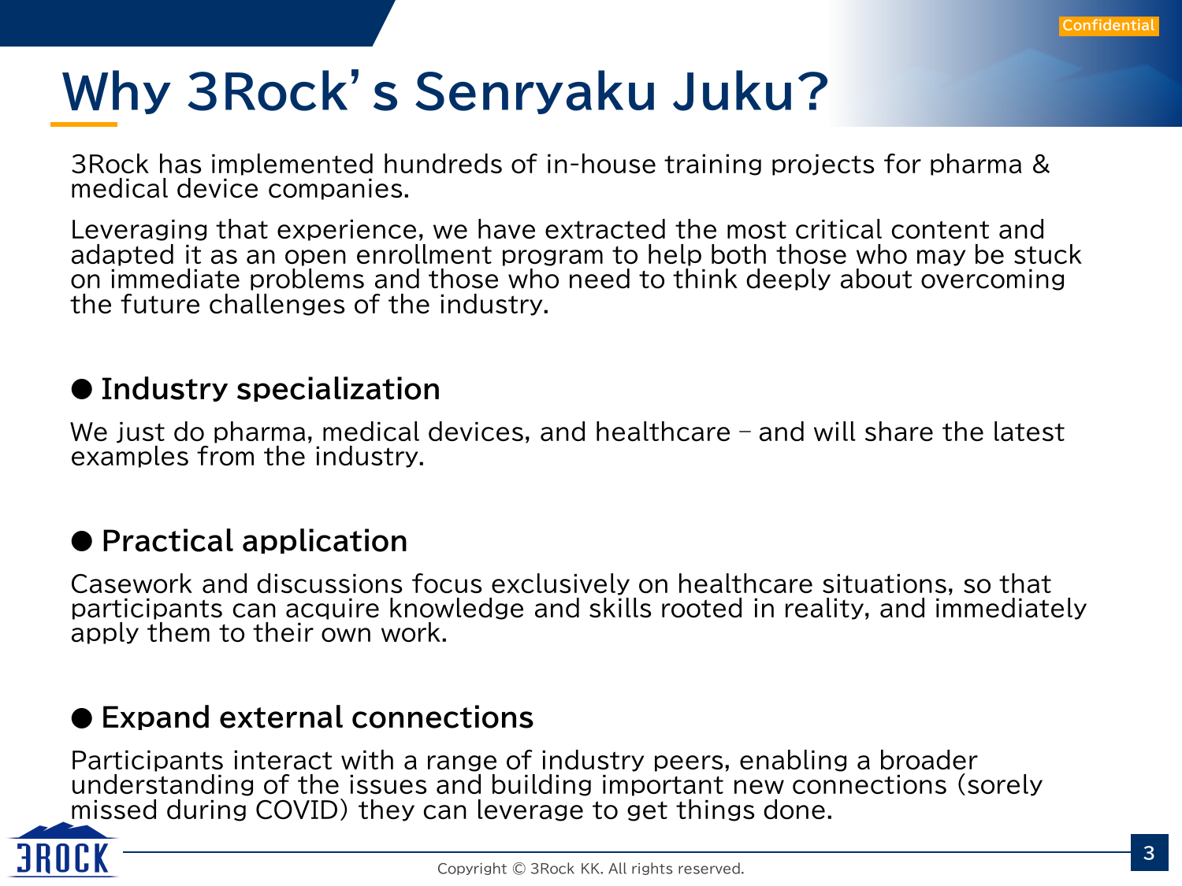# Why 3Rock's Senryaku Juku?

3Rock has implemented hundreds of in-house training projects for pharma & medical device companies.

Leveraging that experience, we have extracted the most critical content and adapted it as an open enrollment program to help both those who may be stuck on immediate problems and those who need to think deeply about overcoming the future challenges of the industry.

## ● Industry specialization

We just do pharma, medical devices, and healthcare – and will share the latest examples from the industry.

## ● Practical application

Casework and discussions focus exclusively on healthcare situations, so that participants can acquire knowledge and skills rooted in reality, and immediately apply them to their own work.

## ● Expand external connections

Participants interact with a range of industry peers, enabling a broader understanding of the issues and building important new connections (sorely missed during COVID) they can leverage to get things done.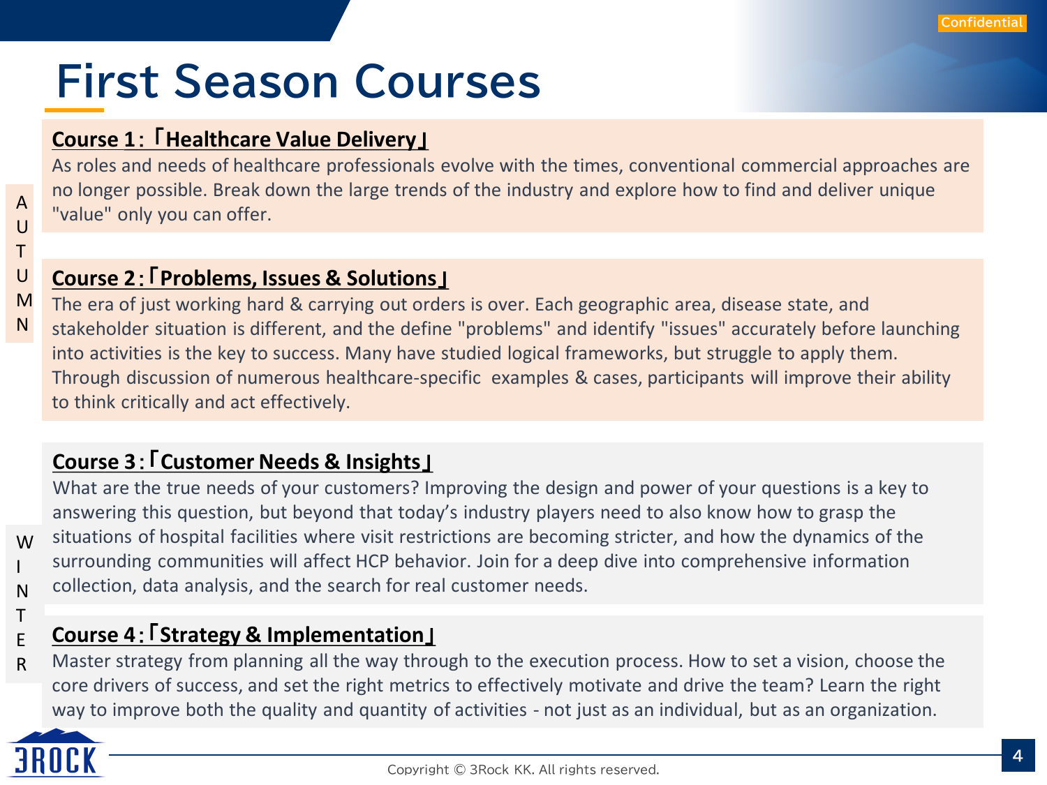# First Season Courses

**AUTUMN**

**Course 1 :「Healthcare Value Delivery」**

As roles and needs of healthcare professionals evolve with the times, conventional commercial approaches are no longer possible. Break down the large trends of the industry and explore how to find and deliver unique "value" only you can offer.

**Course 2 :「Problems, Issues & Solutions」**

The era of just working hard & carrying out orders is over. Each geographic area, disease state, and stakeholder situation is different, and the define "problems" and identify "issues" accurately before launching into activities is the key to success. Many have studied logical frameworks, but struggle to apply them. Through discussion of numerous healthcare-specific examples & cases, participants will improve their ability to think critically and act effectively.

**WINTER**

**Course 3 :「Customer Needs & Insights」**

What are the true needs of your customers? Improving the design and power of your questions is a key to answering this question, but beyond that today's industry players need to also know how to grasp the situations of hospital facilities where visit restrictions are becoming stricter, and how the dynamics of the surrounding communities will affect HCP behavior. Join for a deep dive into comprehensive information collection, data analysis, and the search for real customer needs.

**Course 4 :「Strategy & Implementation」**

Master strategy from planning all the way through to the execution process. How to set a vision, choose the core drivers of success, and set the right metrics to effectively motivate and drive the team? Learn the right way to improve both the quality and quantity of activities - not just as an individual, but as an organization.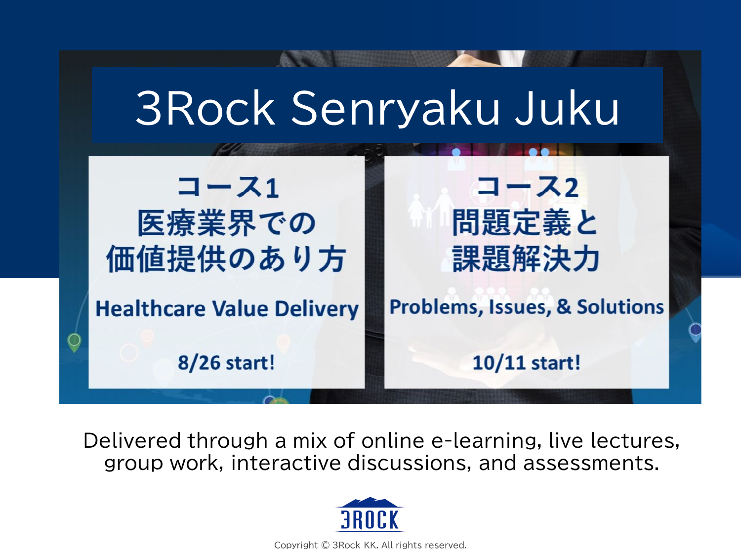# 3Rock Senryaku Juku

## コース1
## 医療業界での価値提供のあり方

**Healthcare Value Delivery**

**8/26 start!**

## コース2
## 問題定義と課題解決力

**Problems, Issues, & Solutions**

**10/11 start!**

Delivered through a mix of online e-learning, live lectures, group work, interactive discussions, and assessments.

3ROCK

Copyright © 3Rock KK. All rights reserved.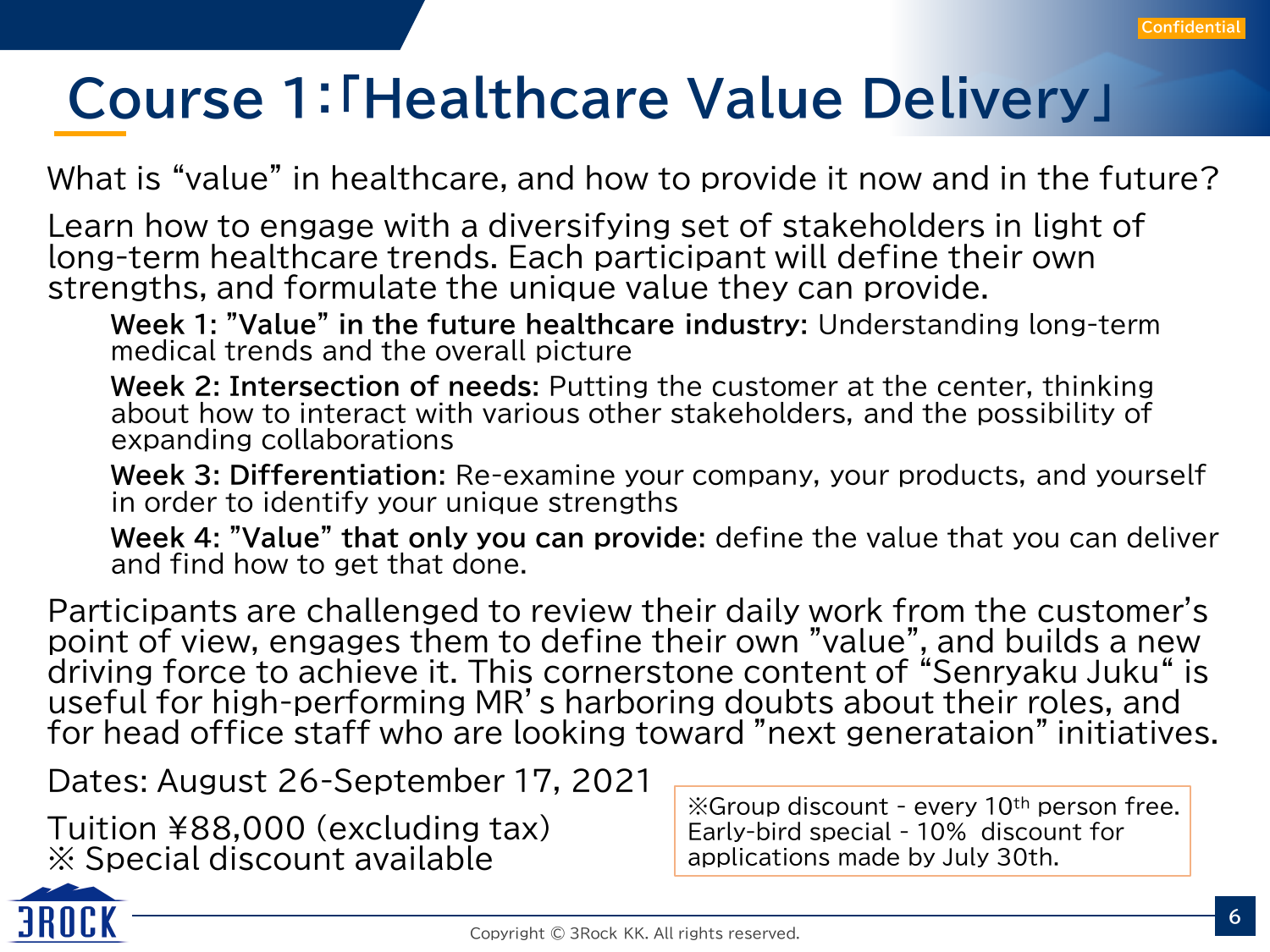Confidential

# Course 1:「Healthcare Value Delivery」

What is “value” in healthcare, and how to provide it now and in the future?

Learn how to engage with a diversifying set of stakeholders in light of long-term healthcare trends. Each participant will define their own strengths, and formulate the unique value they can provide.

- **Week 1: ”Value” in the future healthcare industry:** Understanding long-term medical trends and the overall picture
- **Week 2: Intersection of needs:** Putting the customer at the center, thinking about how to interact with various other stakeholders, and the possibility of expanding collaborations
- **Week 3: Differentiation:** Re-examine your company, your products, and yourself in order to identify your unique strengths
- **Week 4: ”Value” that only you can provide:** define the value that you can deliver and find how to get that done.

Participants are challenged to review their daily work from the customer’s point of view, engages them to define their own ”value”, and builds a new driving force to achieve it. This cornerstone content of “Senryaku Juku“ is useful for high-performing MR’s harboring doubts about their roles, and for head office staff who are looking toward ”next generataion” initiatives.

Dates: August 26-September 17, 2021

Tuition ¥88,000 (excluding tax)
※ Special discount available

※Group discount - every 10th person free.
Early-bird special - 10% discount for applications made by July 30th.

Copyright © 3Rock KK. All rights reserved.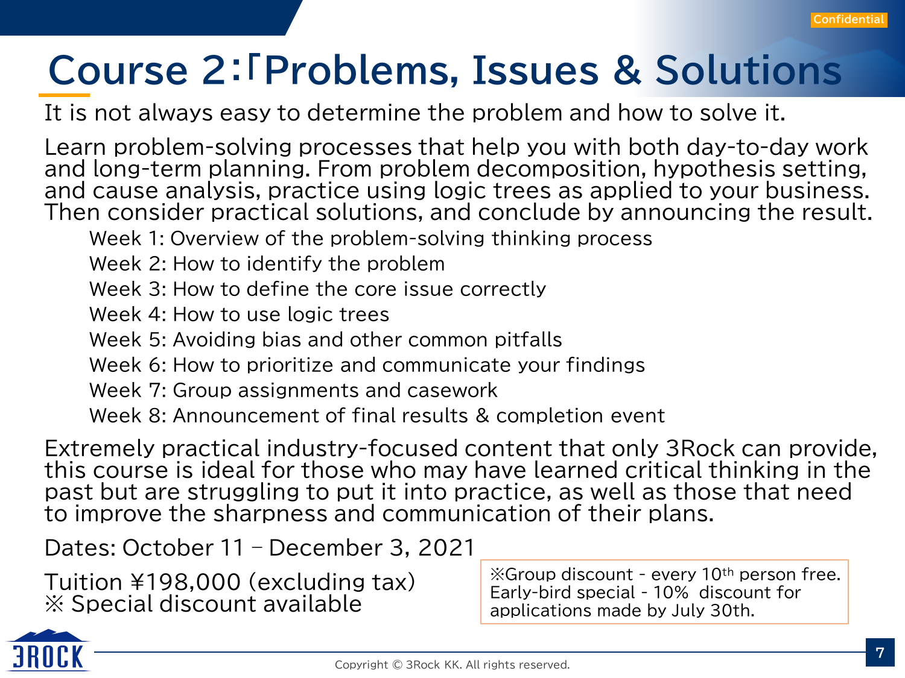# Course 2:「Problems, Issues & Solutions

It is not always easy to determine the problem and how to solve it.

Learn problem-solving processes that help you with both day-to-day work and long-term planning. From problem decomposition, hypothesis setting, and cause analysis, practice using logic trees as applied to your business. Then consider practical solutions, and conclude by announcing the result.

- Week 1: Overview of the problem-solving thinking process
- Week 2: How to identify the problem
- Week 3: How to define the core issue correctly
- Week 4: How to use logic trees
- Week 5: Avoiding bias and other common pitfalls
- Week 6: How to prioritize and communicate your findings
- Week 7: Group assignments and casework
- Week 8: Announcement of final results & completion event

Extremely practical industry-focused content that only 3Rock can provide, this course is ideal for those who may have learned critical thinking in the past but are struggling to put it into practice, as well as those that need to improve the sharpness and communication of their plans.

Dates: October 11 – December 3, 2021

Tuition ¥198,000 (excluding tax)
※ Special discount available

※Group discount - every 10th person free.
Early-bird special - 10% discount for applications made by July 30th.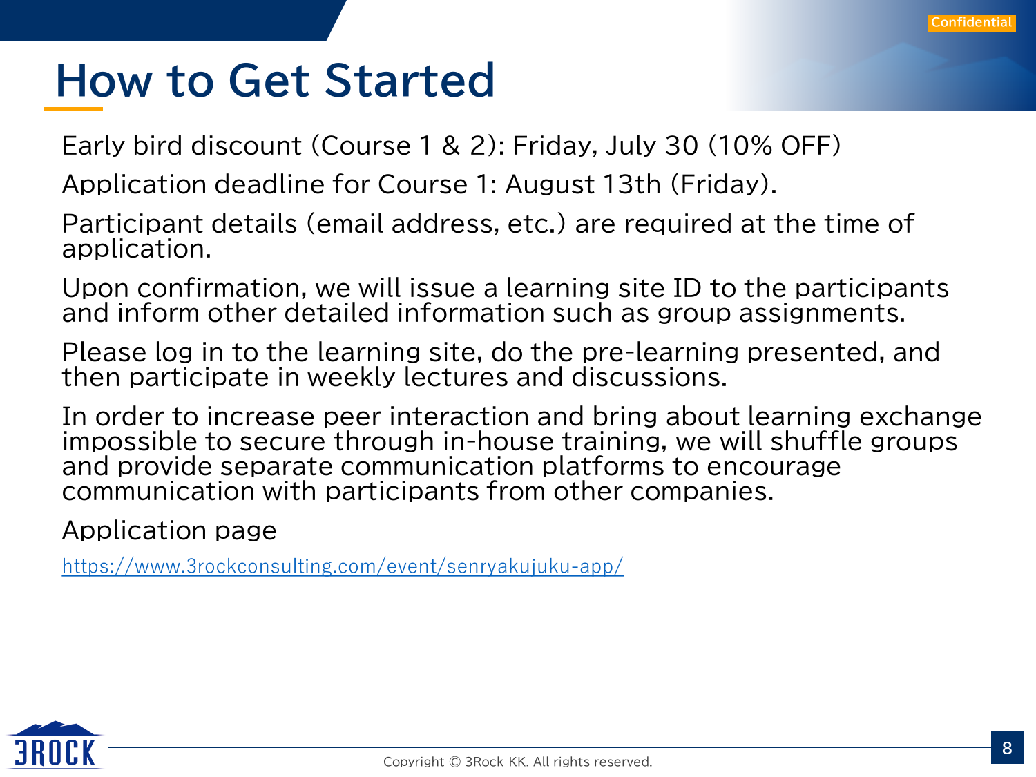# How to Get Started

Early bird discount (Course 1 & 2): Friday, July 30 (10% OFF)

Application deadline for Course 1: August 13th (Friday).

Participant details (email address, etc.) are required at the time of application.

Upon confirmation, we will issue a learning site ID to the participants and inform other detailed information such as group assignments.

Please log in to the learning site, do the pre-learning presented, and then participate in weekly lectures and discussions.

In order to increase peer interaction and bring about learning exchange impossible to secure through in-house training, we will shuffle groups and provide separate communication platforms to encourage communication with participants from other companies.

Application page

https://www.3rockconsulting.com/event/senryakujuku-app/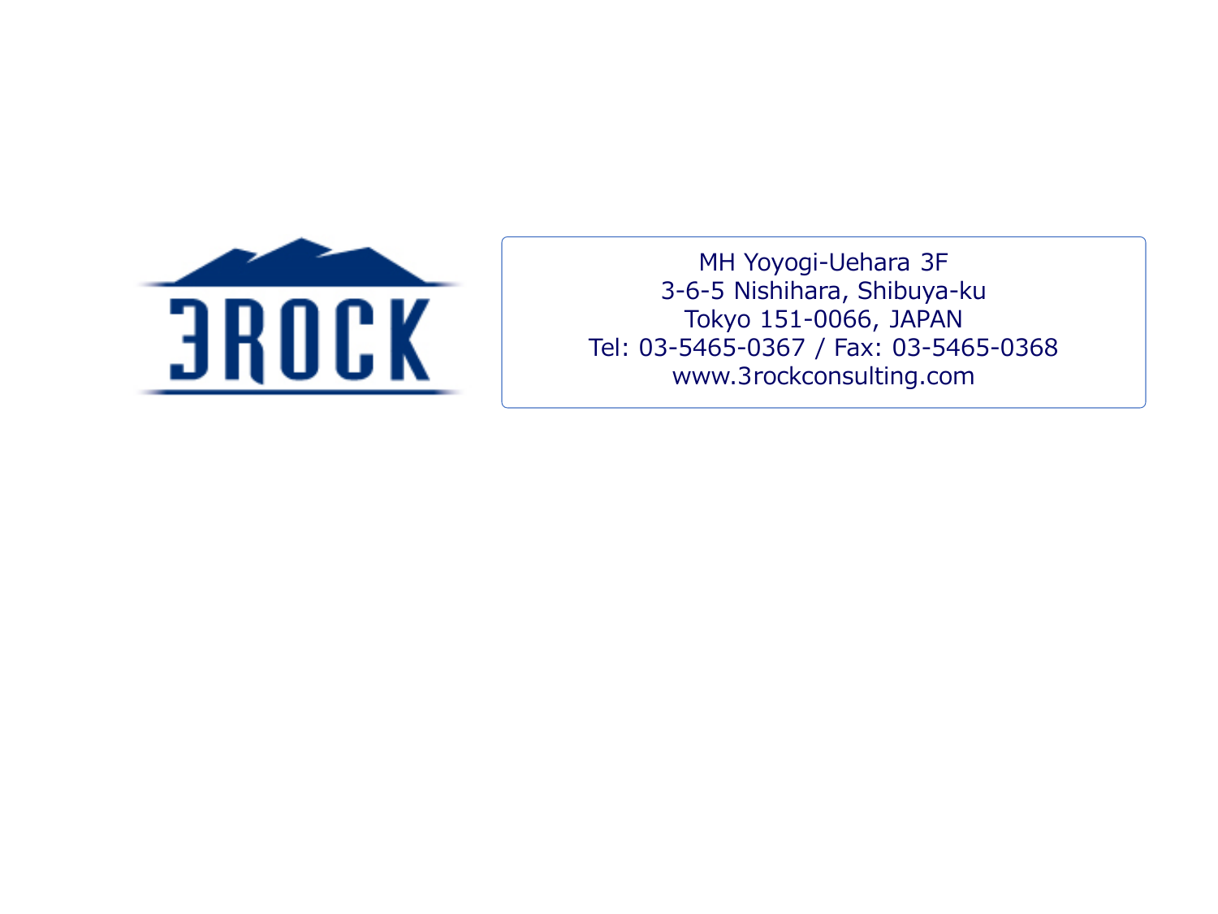3ROCK

MH Yoyogi-Uehara 3F
3-6-5 Nishihara, Shibuya-ku
Tokyo 151-0066, JAPAN
Tel: 03-5465-0367 / Fax: 03-5465-0368
www.3rockconsulting.com